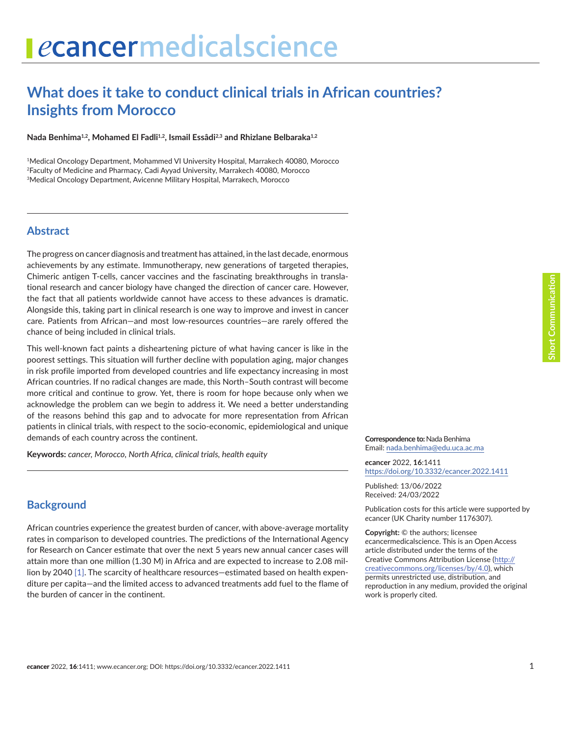# What does it take to conduct clinical trials in African countries? Insights from Morocco

**Nada Benhima[1,2], Mohamed El Fadli[1,2], Ismail Essâdi[2,3] and Rhizlane Belbaraka[1,2]**

[1]Medical Oncology Department, Mohammed VI University Hospital, Marrakech 40080, Morocco
[2]Faculty of Medicine and Pharmacy, Cadi Ayyad University, Marrakech 40080, Morocco
[3]Medical Oncology Department, Avicenne Military Hospital, Marrakech, Morocco

Short Communication

## Abstract

The progress on cancer diagnosis and treatment has attained, in the last decade, enormous achievements by any estimate. Immunotherapy, new generations of targeted therapies, Chimeric antigen T-cells, cancer vaccines and the fascinating breakthroughs in translational research and cancer biology have changed the direction of cancer care. However, the fact that all patients worldwide cannot have access to these advances is dramatic. Alongside this, taking part in clinical research is one way to improve and invest in cancer care. Patients from African—and most low-resources countries—are rarely offered the chance of being included in clinical trials.

This well-known fact paints a disheartening picture of what having cancer is like in the poorest settings. This situation will further decline with population aging, major changes in risk profile imported from developed countries and life expectancy increasing in most African countries. If no radical changes are made, this North–South contrast will become more critical and continue to grow. Yet, there is room for hope because only when we acknowledge the problem can we begin to address it. We need a better understanding of the reasons behind this gap and to advocate for more representation from African patients in clinical trials, with respect to the socio-economic, epidemiological and unique demands of each country across the continent.

**Keywords:** *cancer, Morocco, North Africa, clinical trials, health equity*

**Correspondence to:** Nada Benhima
Email: nada.benhima@edu.uca.ac.ma

*e*cancer 2022, **16**:1411
https://doi.org/10.3332/ecancer.2022.1411

Published: 13/06/2022
Received: 24/03/2022

Publication costs for this article were supported by *e*cancer (UK Charity number 1176307).

**Copyright:** © the authors; licensee *e*cancermedicalscience. This is an Open Access article distributed under the terms of the Creative Commons Attribution License (http://creativecommons.org/licenses/by/4.0), which permits unrestricted use, distribution, and reproduction in any medium, provided the original work is properly cited.

## Background

African countries experience the greatest burden of cancer, with above-average mortality rates in comparison to developed countries. The predictions of the International Agency for Research on Cancer estimate that over the next 5 years new annual cancer cases will attain more than one million (1.30 M) in Africa and are expected to increase to 2.08 million by 2040 [1]. The scarcity of healthcare resources—estimated based on health expenditure per capita—and the limited access to advanced treatments add fuel to the flame of the burden of cancer in the continent.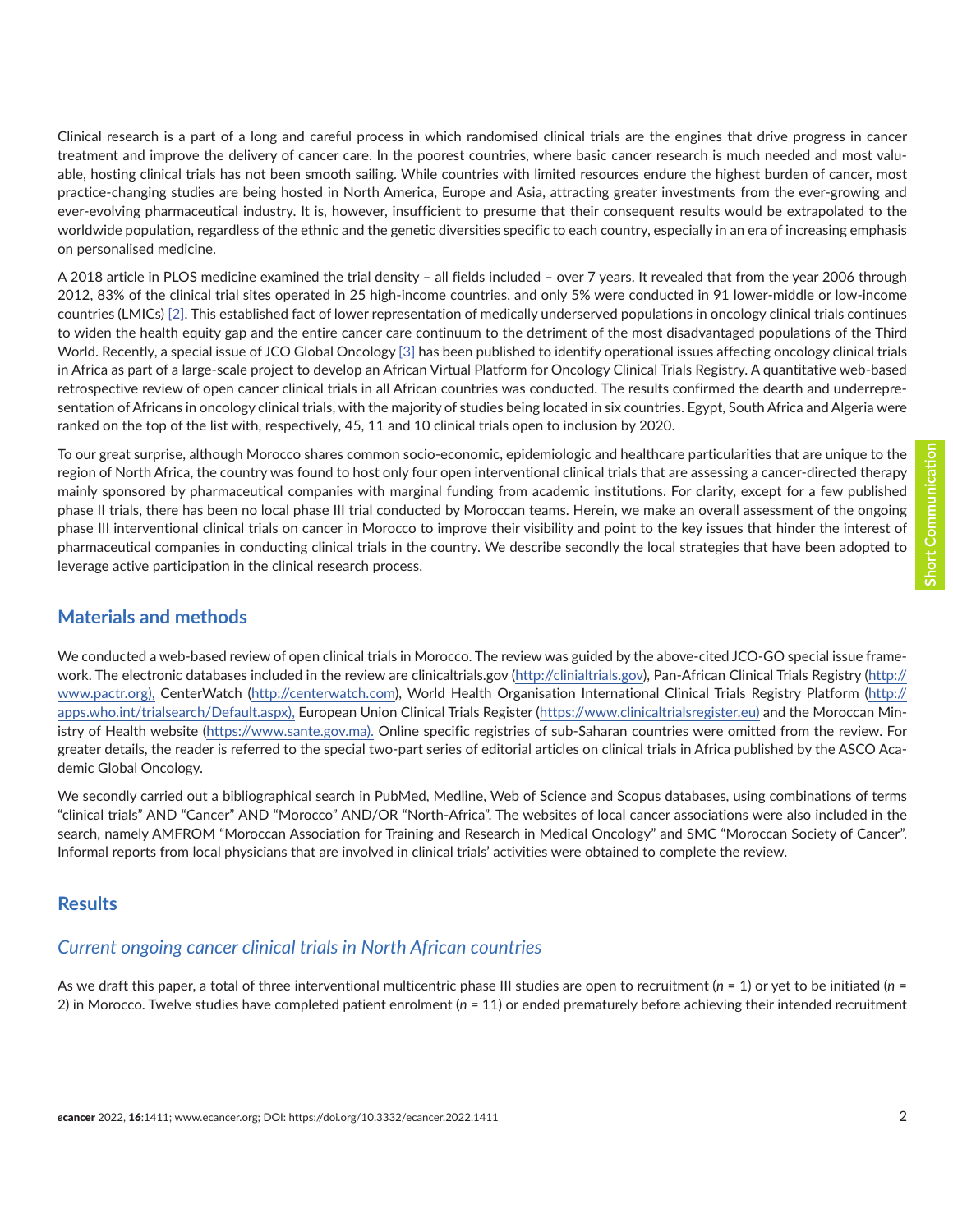Clinical research is a part of a long and careful process in which randomised clinical trials are the engines that drive progress in cancer treatment and improve the delivery of cancer care. In the poorest countries, where basic cancer research is much needed and most valuable, hosting clinical trials has not been smooth sailing. While countries with limited resources endure the highest burden of cancer, most practice-changing studies are being hosted in North America, Europe and Asia, attracting greater investments from the ever-growing and ever-evolving pharmaceutical industry. It is, however, insufficient to presume that their consequent results would be extrapolated to the worldwide population, regardless of the ethnic and the genetic diversities specific to each country, especially in an era of increasing emphasis on personalised medicine.

A 2018 article in PLOS medicine examined the trial density – all fields included – over 7 years. It revealed that from the year 2006 through 2012, 83% of the clinical trial sites operated in 25 high-income countries, and only 5% were conducted in 91 lower-middle or low-income countries (LMICs) [2]. This established fact of lower representation of medically underserved populations in oncology clinical trials continues to widen the health equity gap and the entire cancer care continuum to the detriment of the most disadvantaged populations of the Third World. Recently, a special issue of JCO Global Oncology [3] has been published to identify operational issues affecting oncology clinical trials in Africa as part of a large-scale project to develop an African Virtual Platform for Oncology Clinical Trials Registry. A quantitative web-based retrospective review of open cancer clinical trials in all African countries was conducted. The results confirmed the dearth and underrepresentation of Africans in oncology clinical trials, with the majority of studies being located in six countries. Egypt, South Africa and Algeria were ranked on the top of the list with, respectively, 45, 11 and 10 clinical trials open to inclusion by 2020.

To our great surprise, although Morocco shares common socio-economic, epidemiologic and healthcare particularities that are unique to the region of North Africa, the country was found to host only four open interventional clinical trials that are assessing a cancer-directed therapy mainly sponsored by pharmaceutical companies with marginal funding from academic institutions. For clarity, except for a few published phase II trials, there has been no local phase III trial conducted by Moroccan teams. Herein, we make an overall assessment of the ongoing phase III interventional clinical trials on cancer in Morocco to improve their visibility and point to the key issues that hinder the interest of pharmaceutical companies in conducting clinical trials in the country. We describe secondly the local strategies that have been adopted to leverage active participation in the clinical research process.

## Materials and methods

We conducted a web-based review of open clinical trials in Morocco. The review was guided by the above-cited JCO-GO special issue framework. The electronic databases included in the review are clinicaltrials.gov (http://clinialtrials.gov), Pan-African Clinical Trials Registry (http://www.pactr.org), CenterWatch (http://centerwatch.com), World Health Organisation International Clinical Trials Registry Platform (http://apps.who.int/trialsearch/Default.aspx), European Union Clinical Trials Register (https://www.clinicaltrialsregister.eu) and the Moroccan Ministry of Health website (https://www.sante.gov.ma). Online specific registries of sub-Saharan countries were omitted from the review. For greater details, the reader is referred to the special two-part series of editorial articles on clinical trials in Africa published by the ASCO Academic Global Oncology.

We secondly carried out a bibliographical search in PubMed, Medline, Web of Science and Scopus databases, using combinations of terms "clinical trials" AND "Cancer" AND "Morocco" AND/OR "North-Africa". The websites of local cancer associations were also included in the search, namely AMFROM "Moroccan Association for Training and Research in Medical Oncology" and SMC "Moroccan Society of Cancer". Informal reports from local physicians that are involved in clinical trials' activities were obtained to complete the review.

## Results

### *Current ongoing cancer clinical trials in North African countries*

As we draft this paper, a total of three interventional multicentric phase III studies are open to recruitment ($n$ = 1) or yet to be initiated ($n$ = 2) in Morocco. Twelve studies have completed patient enrolment ($n$ = 11) or ended prematurely before achieving their intended recruitment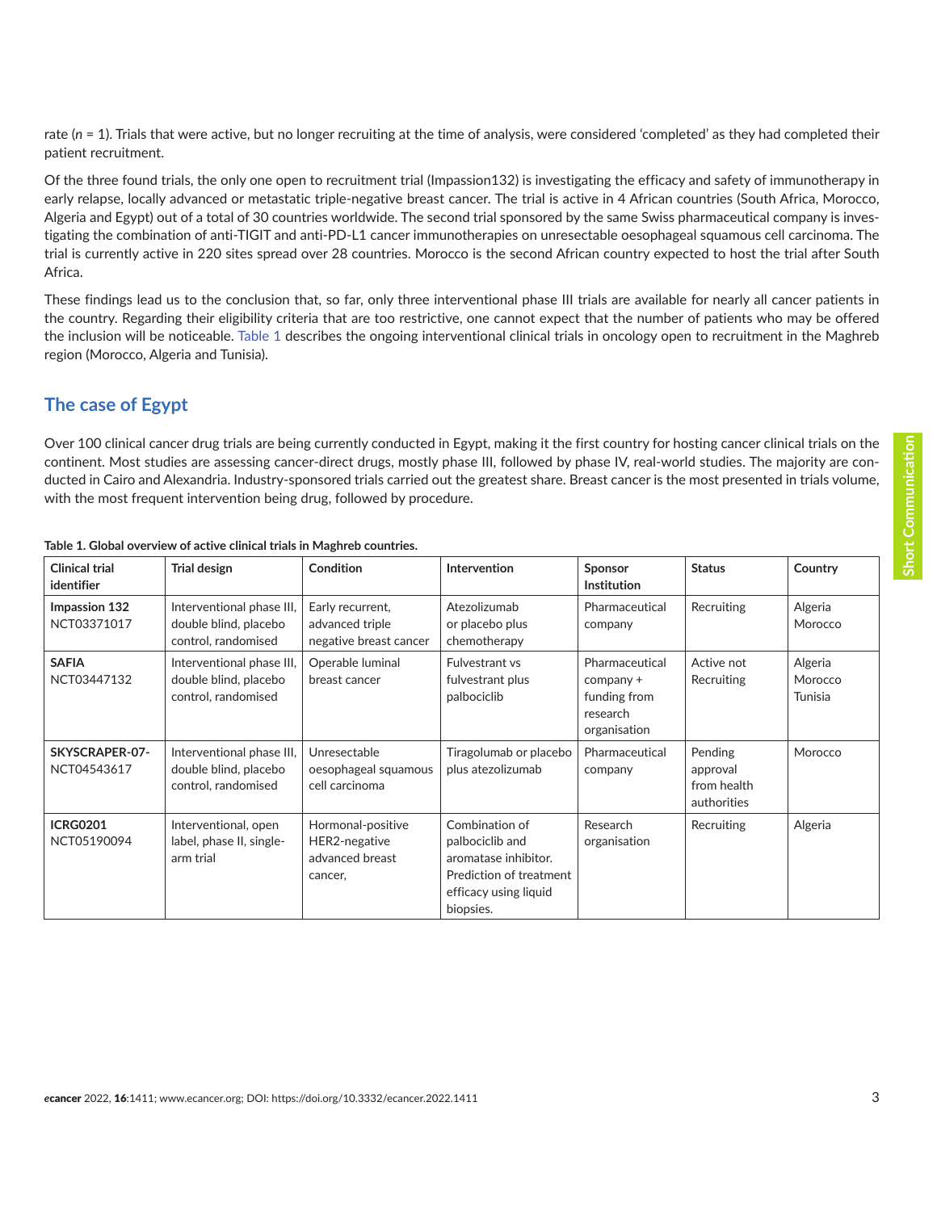rate ($n$ = 1). Trials that were active, but no longer recruiting at the time of analysis, were considered 'completed' as they had completed their patient recruitment.

Of the three found trials, the only one open to recruitment trial (Impassion132) is investigating the efficacy and safety of immunotherapy in early relapse, locally advanced or metastatic triple-negative breast cancer. The trial is active in 4 African countries (South Africa, Morocco, Algeria and Egypt) out of a total of 30 countries worldwide. The second trial sponsored by the same Swiss pharmaceutical company is investigating the combination of anti-TIGIT and anti-PD-L1 cancer immunotherapies on unresectable oesophageal squamous cell carcinoma. The trial is currently active in 220 sites spread over 28 countries. Morocco is the second African country expected to host the trial after South Africa.

These findings lead us to the conclusion that, so far, only three interventional phase III trials are available for nearly all cancer patients in the country. Regarding their eligibility criteria that are too restrictive, one cannot expect that the number of patients who may be offered the inclusion will be noticeable. Table 1 describes the ongoing interventional clinical trials in oncology open to recruitment in the Maghreb region (Morocco, Algeria and Tunisia).

## The case of Egypt

Over 100 clinical cancer drug trials are being currently conducted in Egypt, making it the first country for hosting cancer clinical trials on the continent. Most studies are assessing cancer-direct drugs, mostly phase III, followed by phase IV, real-world studies. The majority are conducted in Cairo and Alexandria. Industry-sponsored trials carried out the greatest share. Breast cancer is the most presented in trials volume, with the most frequent intervention being drug, followed by procedure.

**Table 1. Global overview of active clinical trials in Maghreb countries.**

| Clinical trial identifier | Trial design | Condition | Intervention | Sponsor Institution | Status | Country |
|---|---|---|---|---|---|---|
| **Impassion 132** NCT03371017 | Interventional phase III, double blind, placebo control, randomised | Early recurrent, advanced triple negative breast cancer | Atezolizumab or placebo plus chemotherapy | Pharmaceutical company | Recruiting | Algeria Morocco |
| **SAFIA** NCT03447132 | Interventional phase III, double blind, placebo control, randomised | Operable luminal breast cancer | Fulvestrant vs fulvestrant plus palbociclib | Pharmaceutical company + funding from research organisation | Active not Recruiting | Algeria Morocco Tunisia |
| **SKYSCRAPER-07-** NCT04543617 | Interventional phase III, double blind, placebo control, randomised | Unresectable oesophageal squamous cell carcinoma | Tiragolumab or placebo plus atezolizumab | Pharmaceutical company | Pending approval from health authorities | Morocco |
| **ICRG0201** NCT05190094 | Interventional, open label, phase II, single-arm trial | Hormonal-positive HER2-negative advanced breast cancer, | Combination of palbociclib and aromatase inhibitor. Prediction of treatment efficacy using liquid biopsies. | Research organisation | Recruiting | Algeria |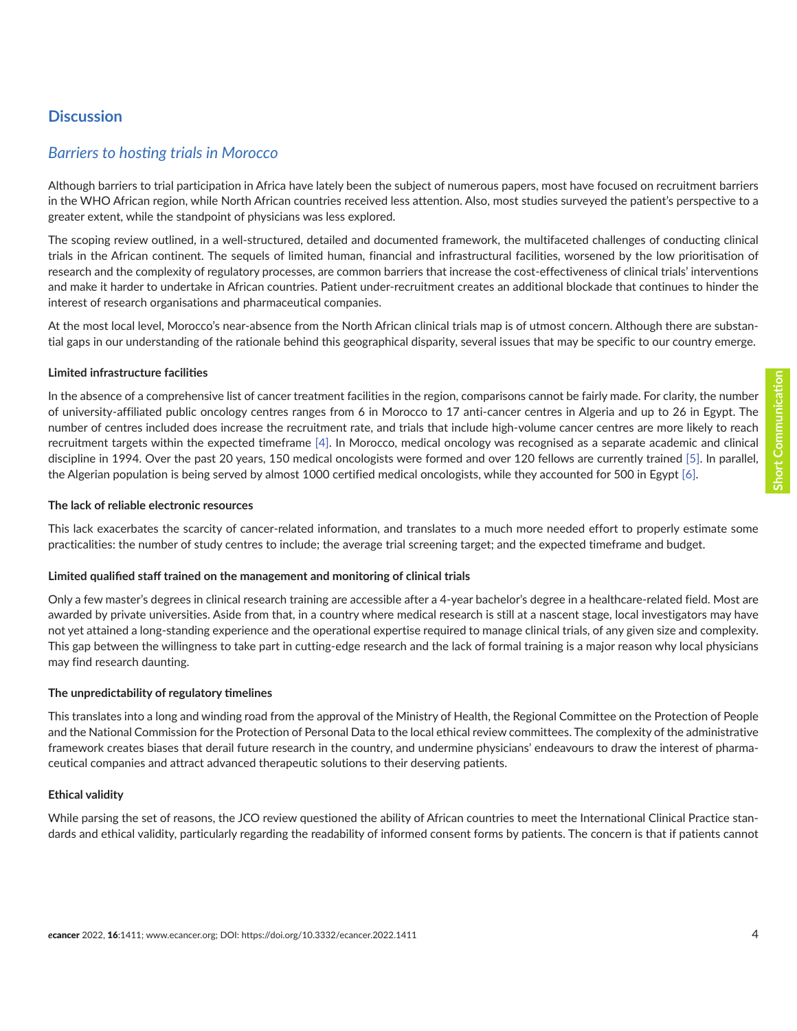## Discussion

### *Barriers to hosting trials in Morocco*

Although barriers to trial participation in Africa have lately been the subject of numerous papers, most have focused on recruitment barriers in the WHO African region, while North African countries received less attention. Also, most studies surveyed the patient's perspective to a greater extent, while the standpoint of physicians was less explored.

The scoping review outlined, in a well-structured, detailed and documented framework, the multifaceted challenges of conducting clinical trials in the African continent. The sequels of limited human, financial and infrastructural facilities, worsened by the low prioritisation of research and the complexity of regulatory processes, are common barriers that increase the cost-effectiveness of clinical trials' interventions and make it harder to undertake in African countries. Patient under-recruitment creates an additional blockade that continues to hinder the interest of research organisations and pharmaceutical companies.

At the most local level, Morocco's near-absence from the North African clinical trials map is of utmost concern. Although there are substantial gaps in our understanding of the rationale behind this geographical disparity, several issues that may be specific to our country emerge.

**Limited infrastructure facilities**

In the absence of a comprehensive list of cancer treatment facilities in the region, comparisons cannot be fairly made. For clarity, the number of university-affiliated public oncology centres ranges from 6 in Morocco to 17 anti-cancer centres in Algeria and up to 26 in Egypt. The number of centres included does increase the recruitment rate, and trials that include high-volume cancer centres are more likely to reach recruitment targets within the expected timeframe [4]. In Morocco, medical oncology was recognised as a separate academic and clinical discipline in 1994. Over the past 20 years, 150 medical oncologists were formed and over 120 fellows are currently trained [5]. In parallel, the Algerian population is being served by almost 1000 certified medical oncologists, while they accounted for 500 in Egypt [6].

**The lack of reliable electronic resources**

This lack exacerbates the scarcity of cancer-related information, and translates to a much more needed effort to properly estimate some practicalities: the number of study centres to include; the average trial screening target; and the expected timeframe and budget.

**Limited qualified staff trained on the management and monitoring of clinical trials**

Only a few master's degrees in clinical research training are accessible after a 4-year bachelor's degree in a healthcare-related field. Most are awarded by private universities. Aside from that, in a country where medical research is still at a nascent stage, local investigators may have not yet attained a long-standing experience and the operational expertise required to manage clinical trials, of any given size and complexity. This gap between the willingness to take part in cutting-edge research and the lack of formal training is a major reason why local physicians may find research daunting.

**The unpredictability of regulatory timelines**

This translates into a long and winding road from the approval of the Ministry of Health, the Regional Committee on the Protection of People and the National Commission for the Protection of Personal Data to the local ethical review committees. The complexity of the administrative framework creates biases that derail future research in the country, and undermine physicians' endeavours to draw the interest of pharmaceutical companies and attract advanced therapeutic solutions to their deserving patients.

**Ethical validity**

While parsing the set of reasons, the JCO review questioned the ability of African countries to meet the International Clinical Practice standards and ethical validity, particularly regarding the readability of informed consent forms by patients. The concern is that if patients cannot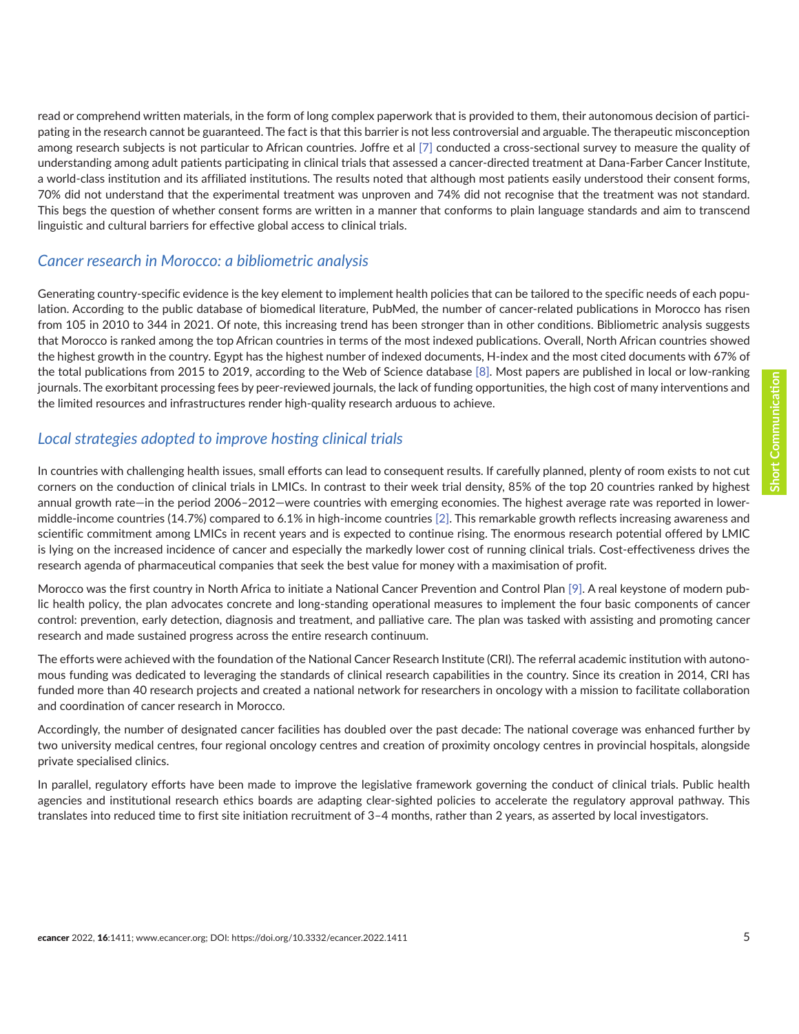read or comprehend written materials, in the form of long complex paperwork that is provided to them, their autonomous decision of participating in the research cannot be guaranteed. The fact is that this barrier is not less controversial and arguable. The therapeutic misconception among research subjects is not particular to African countries. Joffre et al [7] conducted a cross-sectional survey to measure the quality of understanding among adult patients participating in clinical trials that assessed a cancer-directed treatment at Dana-Farber Cancer Institute, a world-class institution and its affiliated institutions. The results noted that although most patients easily understood their consent forms, 70% did not understand that the experimental treatment was unproven and 74% did not recognise that the treatment was not standard. This begs the question of whether consent forms are written in a manner that conforms to plain language standards and aim to transcend linguistic and cultural barriers for effective global access to clinical trials.

## *Cancer research in Morocco: a bibliometric analysis*

Generating country-specific evidence is the key element to implement health policies that can be tailored to the specific needs of each population. According to the public database of biomedical literature, PubMed, the number of cancer-related publications in Morocco has risen from 105 in 2010 to 344 in 2021. Of note, this increasing trend has been stronger than in other conditions. Bibliometric analysis suggests that Morocco is ranked among the top African countries in terms of the most indexed publications. Overall, North African countries showed the highest growth in the country. Egypt has the highest number of indexed documents, H-index and the most cited documents with 67% of the total publications from 2015 to 2019, according to the Web of Science database [8]. Most papers are published in local or low-ranking journals. The exorbitant processing fees by peer-reviewed journals, the lack of funding opportunities, the high cost of many interventions and the limited resources and infrastructures render high-quality research arduous to achieve.

## *Local strategies adopted to improve hosting clinical trials*

In countries with challenging health issues, small efforts can lead to consequent results. If carefully planned, plenty of room exists to not cut corners on the conduction of clinical trials in LMICs. In contrast to their week trial density, 85% of the top 20 countries ranked by highest annual growth rate—in the period 2006–2012—were countries with emerging economies. The highest average rate was reported in lower-middle-income countries (14.7%) compared to 6.1% in high-income countries [2]. This remarkable growth reflects increasing awareness and scientific commitment among LMICs in recent years and is expected to continue rising. The enormous research potential offered by LMIC is lying on the increased incidence of cancer and especially the markedly lower cost of running clinical trials. Cost-effectiveness drives the research agenda of pharmaceutical companies that seek the best value for money with a maximisation of profit.

Morocco was the first country in North Africa to initiate a National Cancer Prevention and Control Plan [9]. A real keystone of modern public health policy, the plan advocates concrete and long-standing operational measures to implement the four basic components of cancer control: prevention, early detection, diagnosis and treatment, and palliative care. The plan was tasked with assisting and promoting cancer research and made sustained progress across the entire research continuum.

The efforts were achieved with the foundation of the National Cancer Research Institute (CRI). The referral academic institution with autonomous funding was dedicated to leveraging the standards of clinical research capabilities in the country. Since its creation in 2014, CRI has funded more than 40 research projects and created a national network for researchers in oncology with a mission to facilitate collaboration and coordination of cancer research in Morocco.

Accordingly, the number of designated cancer facilities has doubled over the past decade: The national coverage was enhanced further by two university medical centres, four regional oncology centres and creation of proximity oncology centres in provincial hospitals, alongside private specialised clinics.

In parallel, regulatory efforts have been made to improve the legislative framework governing the conduct of clinical trials. Public health agencies and institutional research ethics boards are adapting clear-sighted policies to accelerate the regulatory approval pathway. This translates into reduced time to first site initiation recruitment of 3–4 months, rather than 2 years, as asserted by local investigators.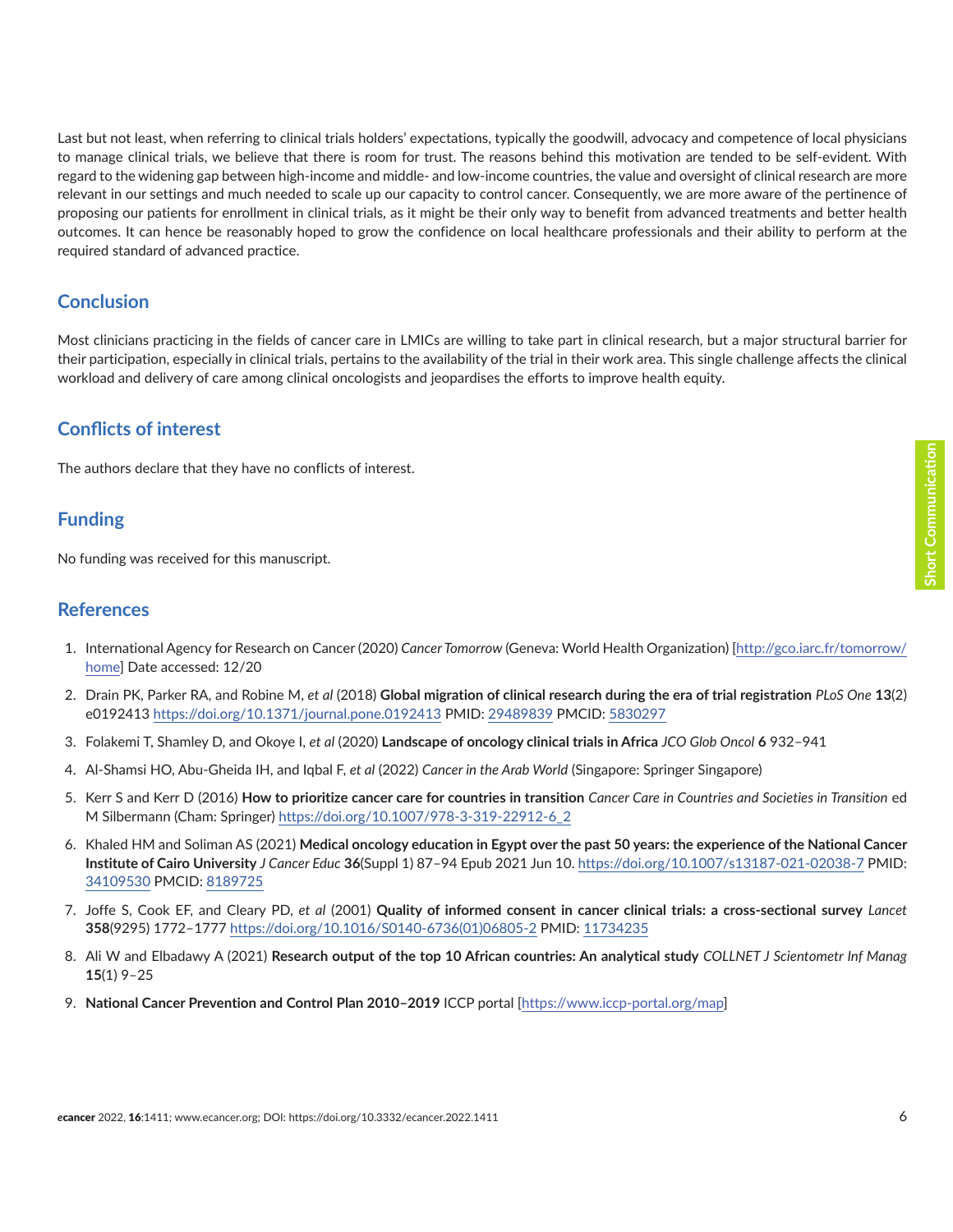Last but not least, when referring to clinical trials holders' expectations, typically the goodwill, advocacy and competence of local physicians to manage clinical trials, we believe that there is room for trust. The reasons behind this motivation are tended to be self-evident. With regard to the widening gap between high-income and middle- and low-income countries, the value and oversight of clinical research are more relevant in our settings and much needed to scale up our capacity to control cancer. Consequently, we are more aware of the pertinence of proposing our patients for enrollment in clinical trials, as it might be their only way to benefit from advanced treatments and better health outcomes. It can hence be reasonably hoped to grow the confidence on local healthcare professionals and their ability to perform at the required standard of advanced practice.

## Conclusion

Most clinicians practicing in the fields of cancer care in LMICs are willing to take part in clinical research, but a major structural barrier for their participation, especially in clinical trials, pertains to the availability of the trial in their work area. This single challenge affects the clinical workload and delivery of care among clinical oncologists and jeopardises the efforts to improve health equity.

## Conflicts of interest

The authors declare that they have no conflicts of interest.

## Funding

No funding was received for this manuscript.

## References

1. International Agency for Research on Cancer (2020) *Cancer Tomorrow* (Geneva: World Health Organization) [http://gco.iarc.fr/tomorrow/home] Date accessed: 12/20
2. Drain PK, Parker RA, and Robine M, *et al* (2018) **Global migration of clinical research during the era of trial registration** *PLoS One* **13**(2) e0192413 https://doi.org/10.1371/journal.pone.0192413 PMID: 29489839 PMCID: 5830297
3. Folakemi T, Shamley D, and Okoye I, *et al* (2020) **Landscape of oncology clinical trials in Africa** *JCO Glob Oncol* **6** 932–941
4. Al-Shamsi HO, Abu-Gheida IH, and Iqbal F, *et al* (2022) *Cancer in the Arab World* (Singapore: Springer Singapore)
5. Kerr S and Kerr D (2016) **How to prioritize cancer care for countries in transition** *Cancer Care in Countries and Societies in Transition* ed M Silbermann (Cham: Springer) https://doi.org/10.1007/978-3-319-22912-6_2
6. Khaled HM and Soliman AS (2021) **Medical oncology education in Egypt over the past 50 years: the experience of the National Cancer Institute of Cairo University** *J Cancer Educ* **36**(Suppl 1) 87–94 Epub 2021 Jun 10. https://doi.org/10.1007/s13187-021-02038-7 PMID: 34109530 PMCID: 8189725
7. Joffe S, Cook EF, and Cleary PD, *et al* (2001) **Quality of informed consent in cancer clinical trials: a cross-sectional survey** *Lancet* **358**(9295) 1772–1777 https://doi.org/10.1016/S0140-6736(01)06805-2 PMID: 11734235
8. Ali W and Elbadawy A (2021) **Research output of the top 10 African countries: An analytical study** *COLLNET J Scientometr Inf Manag* **15**(1) 9–25
9. **National Cancer Prevention and Control Plan 2010–2019** ICCP portal [https://www.iccp-portal.org/map]